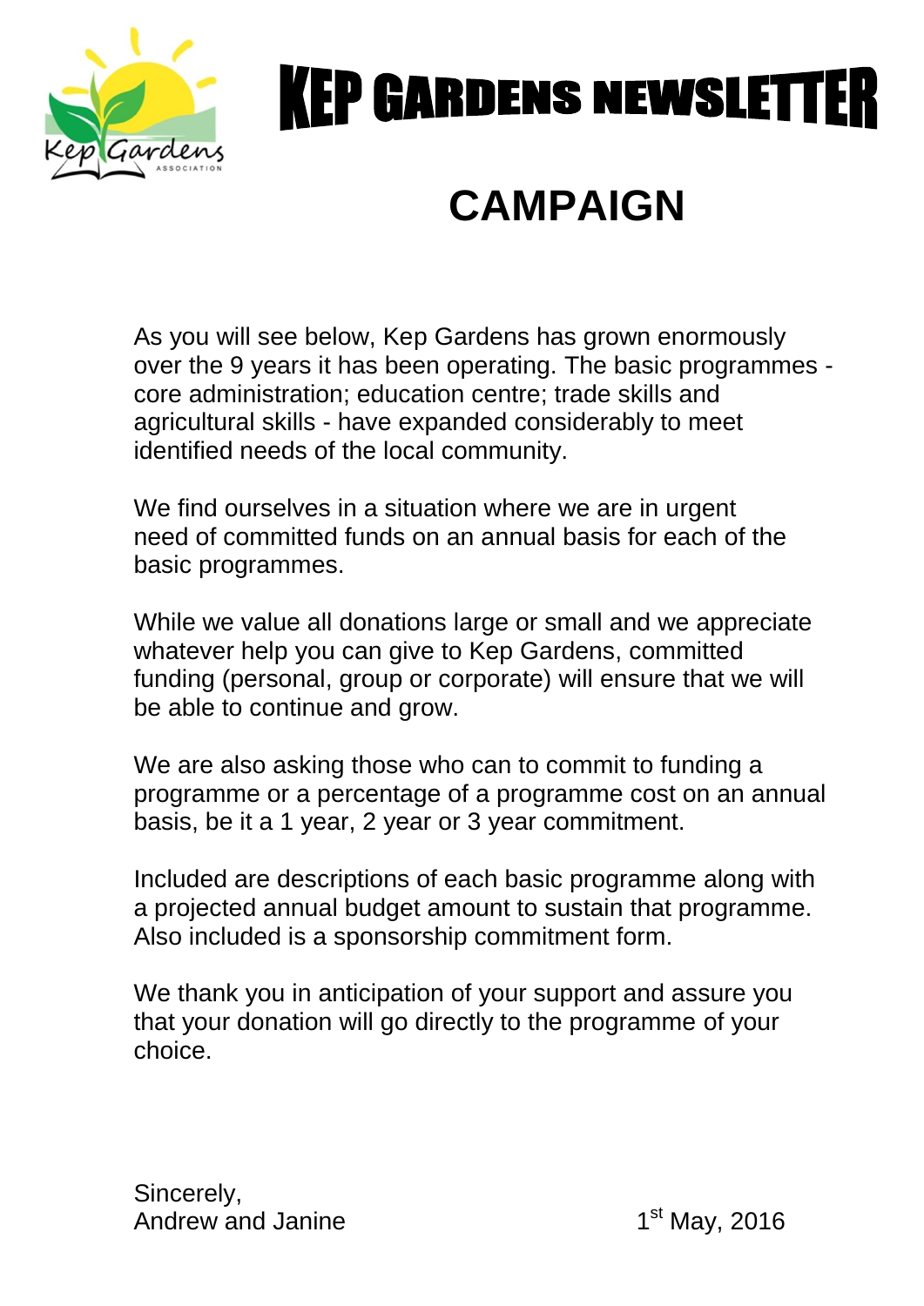# KEP GARDENS NEWSLETTER

## CAMPAIGN

As you will see below, Kep Gardens has grown enormously over the 9 years it has been operating. The basic programmes - core administration; education centre; trade skills and agricultural skills - have expanded considerably to meet identified needs of the local community.

We find ourselves in a situation where we are in urgent need of committed funds on an annual basis for each of the basic programmes.

While we value all donations large or small and we appreciate whatever help you can give to Kep Gardens, committed funding (personal, group or corporate) will ensure that we will be able to continue and grow.

We are also asking those who can to commit to funding a programme or a percentage of a programme cost on an annual basis, be it a 1 year, 2 year or 3 year commitment.

Included are descriptions of each basic programme along with a projected annual budget amount to sustain that programme. Also included is a sponsorship commitment form.

We thank you in anticipation of your support and assure you that your donation will go directly to the programme of your choice.

Sincerely,
Andrew and Janine

1st May, 2016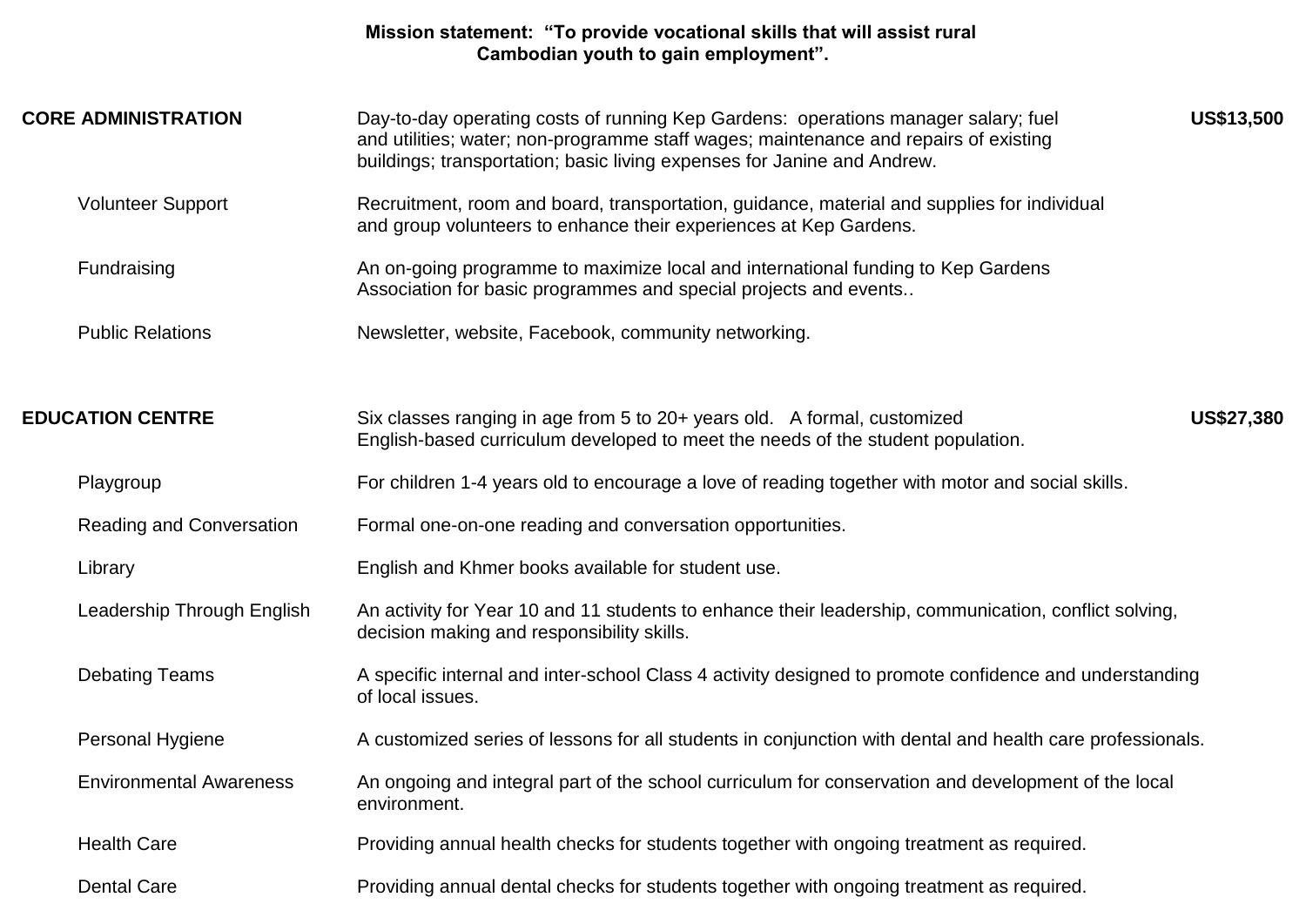**Mission statement: "To provide vocational skills that will assist rural Cambodian youth to gain employment".**

| | | |
|---|---|---|
| **CORE ADMINISTRATION** | Day-to-day operating costs of running Kep Gardens: operations manager salary; fuel and utilities; water; non-programme staff wages; maintenance and repairs of existing buildings; transportation; basic living expenses for Janine and Andrew. | **US$13,500** |
| Volunteer Support | Recruitment, room and board, transportation, guidance, material and supplies for individual and group volunteers to enhance their experiences at Kep Gardens. | |
| Fundraising | An on-going programme to maximize local and international funding to Kep Gardens Association for basic programmes and special projects and events.. | |
| Public Relations | Newsletter, website, Facebook, community networking. | |
| **EDUCATION CENTRE** | Six classes ranging in age from 5 to 20+ years old. A formal, customized English-based curriculum developed to meet the needs of the student population. | **US$27,380** |
| Playgroup | For children 1-4 years old to encourage a love of reading together with motor and social skills. | |
| Reading and Conversation | Formal one-on-one reading and conversation opportunities. | |
| Library | English and Khmer books available for student use. | |
| Leadership Through English | An activity for Year 10 and 11 students to enhance their leadership, communication, conflict solving, decision making and responsibility skills. | |
| Debating Teams | A specific internal and inter-school Class 4 activity designed to promote confidence and understanding of local issues. | |
| Personal Hygiene | A customized series of lessons for all students in conjunction with dental and health care professionals. | |
| Environmental Awareness | An ongoing and integral part of the school curriculum for conservation and development of the local environment. | |
| Health Care | Providing annual health checks for students together with ongoing treatment as required. | |
| Dental Care | Providing annual dental checks for students together with ongoing treatment as required. | |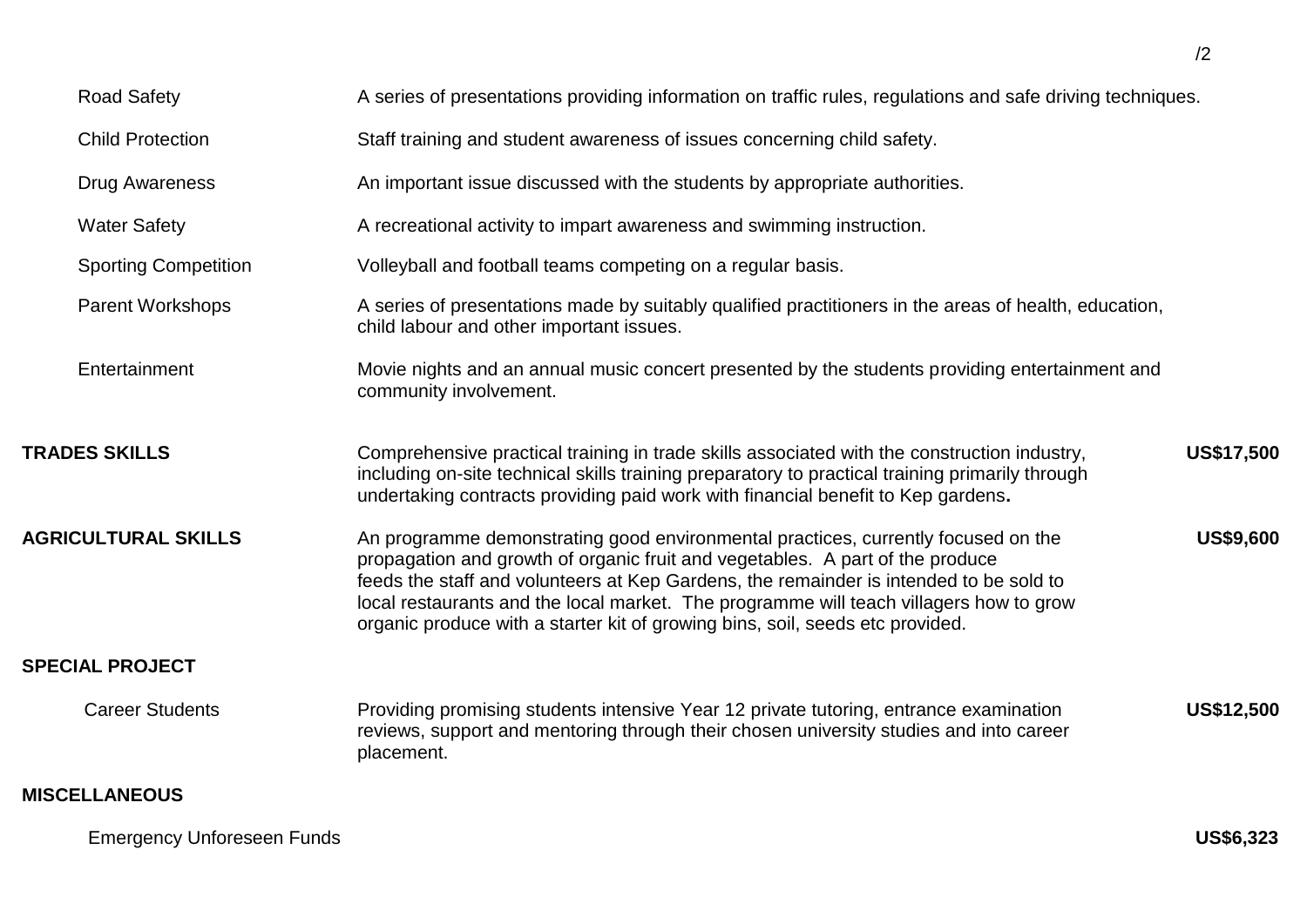| | | |
|---|---|---|
| Road Safety | A series of presentations providing information on traffic rules, regulations and safe driving techniques. | |
| Child Protection | Staff training and student awareness of issues concerning child safety. | |
| Drug Awareness | An important issue discussed with the students by appropriate authorities. | |
| Water Safety | A recreational activity to impart awareness and swimming instruction. | |
| Sporting Competition | Volleyball and football teams competing on a regular basis. | |
| Parent Workshops | A series of presentations made by suitably qualified practitioners in the areas of health, education, child labour and other important issues. | |
| Entertainment | Movie nights and an annual music concert presented by the students providing entertainment and community involvement. | |
| **TRADES SKILLS** | Comprehensive practical training in trade skills associated with the construction industry, including on-site technical skills training preparatory to practical training primarily through undertaking contracts providing paid work with financial benefit to Kep gardens**.** | **US$17,500** |
| **AGRICULTURAL SKILLS** | An programme demonstrating good environmental practices, currently focused on the propagation and growth of organic fruit and vegetables. A part of the produce feeds the staff and volunteers at Kep Gardens, the remainder is intended to be sold to local restaurants and the local market. The programme will teach villagers how to grow organic produce with a starter kit of growing bins, soil, seeds etc provided. | **US$9,600** |
| **SPECIAL PROJECT** | | |
| Career Students | Providing promising students intensive Year 12 private tutoring, entrance examination reviews, support and mentoring through their chosen university studies and into career placement. | **US$12,500** |
| **MISCELLANEOUS** | | |
| Emergency Unforeseen Funds | | **US$6,323** |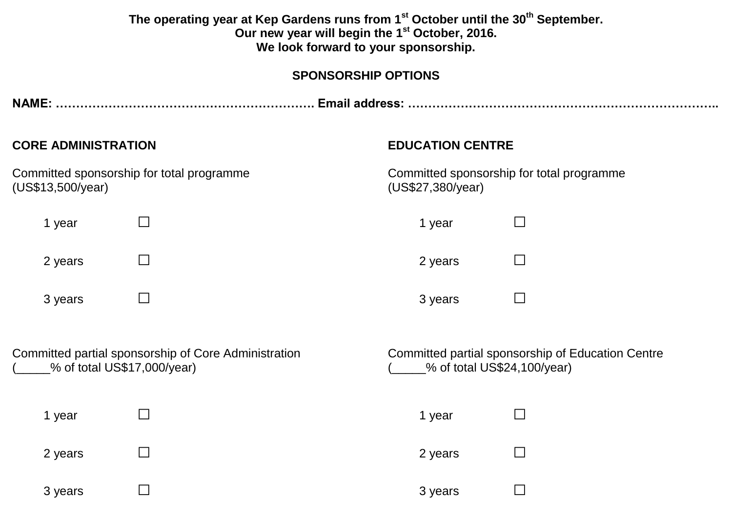**The operating year at Kep Gardens runs from 1st October until the 30th September.**
**Our new year will begin the 1st October, 2016.**
**We look forward to your sponsorship.**

## SPONSORSHIP OPTIONS

**NAME: ………………………………………………………. Email address: ………………………………………………………………..**

### CORE ADMINISTRATION

Committed sponsorship for total programme
(US$13,500/year)

- 1 year ☐
- 2 years ☐
- 3 years ☐

Committed partial sponsorship of Core Administration
(_____% of total US$17,000/year)

- 1 year ☐
- 2 years ☐
- 3 years ☐

### EDUCATION CENTRE

Committed sponsorship for total programme
(US$27,380/year)

- 1 year ☐
- 2 years ☐
- 3 years ☐

Committed partial sponsorship of Education Centre
(_____% of total US$24,100/year)

- 1 year ☐
- 2 years ☐
- 3 years ☐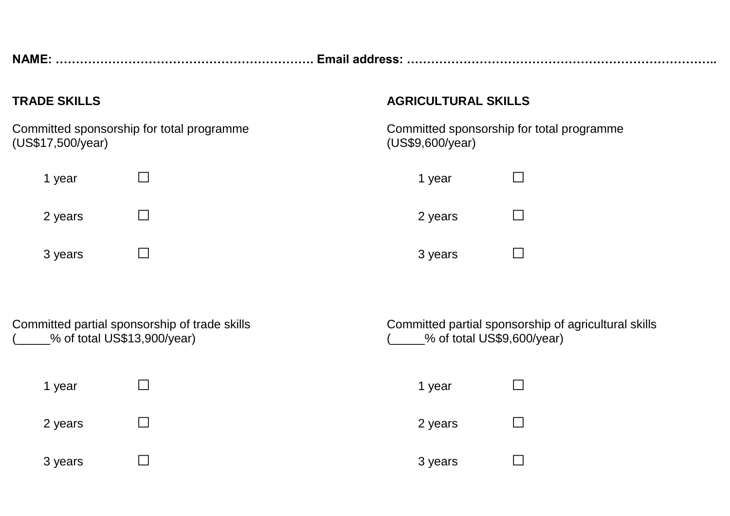**NAME: ………………………………………………………. Email address: ………………………………………………………………..**

**TRADE SKILLS**

Committed sponsorship for total programme
(US$17,500/year)

- 1 year ☐
- 2 years ☐
- 3 years ☐

Committed partial sponsorship of trade skills
(_____% of total US$13,900/year)

- 1 year ☐
- 2 years ☐
- 3 years ☐

**AGRICULTURAL SKILLS**

Committed sponsorship for total programme
(US$9,600/year)

- 1 year ☐
- 2 years ☐
- 3 years ☐

Committed partial sponsorship of agricultural skills
(_____% of total US$9,600/year)

- 1 year ☐
- 2 years ☐
- 3 years ☐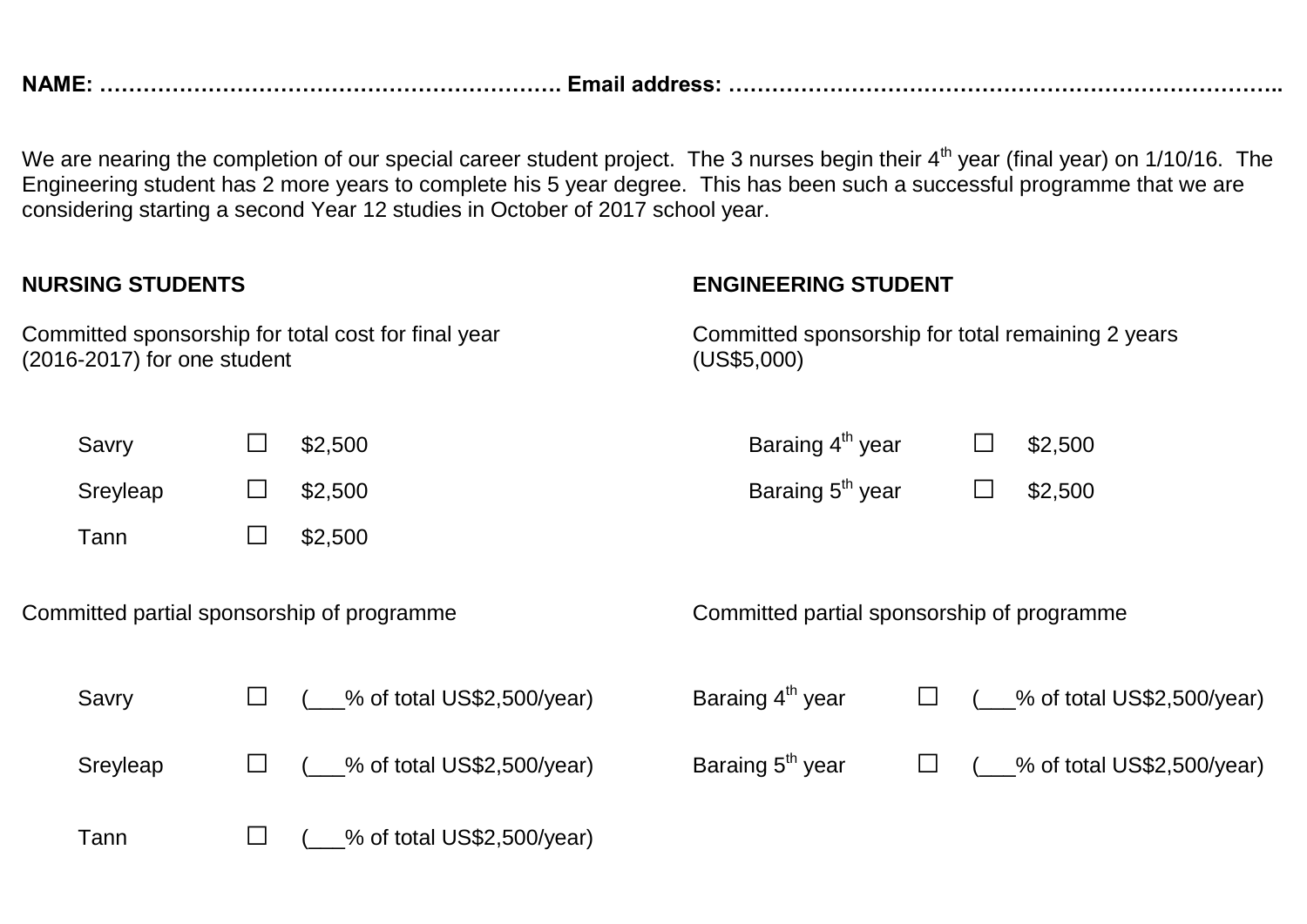**NAME: ……………………………………………………. Email address: …………………………………………………………………..**

We are nearing the completion of our special career student project. The 3 nurses begin their 4th year (final year) on 1/10/16. The Engineering student has 2 more years to complete his 5 year degree. This has been such a successful programme that we are considering starting a second Year 12 studies in October of 2017 school year.

**NURSING STUDENTS**

Committed sponsorship for total cost for final year (2016-2017) for one student

| | | |
|---|---|---|
| Savry | ☐ | $2,500 |
| Sreyleap | ☐ | $2,500 |
| Tann | ☐ | $2,500 |

Committed partial sponsorship of programme

| | | |
|---|---|---|
| Savry | ☐ | (___% of total US$2,500/year) |
| Sreyleap | ☐ | (___% of total US$2,500/year) |
| Tann | ☐ | (___% of total US$2,500/year) |

**ENGINEERING STUDENT**

Committed sponsorship for total remaining 2 years (US$5,000)

| | | |
|---|---|---|
| Baraing 4th year | ☐ | $2,500 |
| Baraing 5th year | ☐ | $2,500 |

Committed partial sponsorship of programme

| | | |
|---|---|---|
| Baraing 4th year | ☐ | (___% of total US$2,500/year) |
| Baraing 5th year | ☐ | (___% of total US$2,500/year) |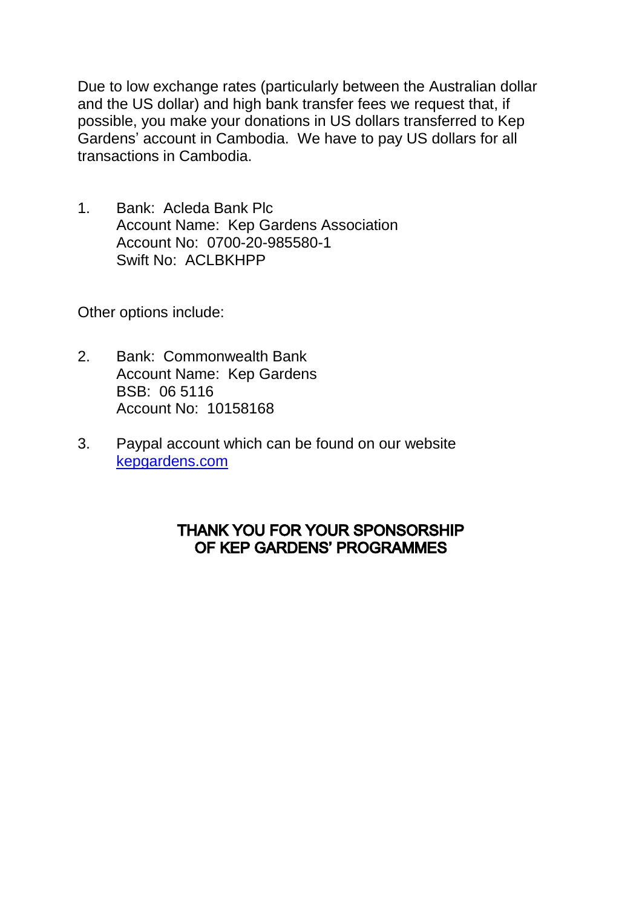Due to low exchange rates (particularly between the Australian dollar and the US dollar) and high bank transfer fees we request that, if possible, you make your donations in US dollars transferred to Kep Gardens' account in Cambodia. We have to pay US dollars for all transactions in Cambodia.

1. Bank: Acleda Bank Plc
   Account Name: Kep Gardens Association
   Account No: 0700-20-985580-1
   Swift No: ACLBKHPP

Other options include:

2. Bank: Commonwealth Bank
   Account Name: Kep Gardens
   BSB: 06 5116
   Account No: 10158168

3. Paypal account which can be found on our website
   [kepgardens.com](kepgardens.com)

**THANK YOU FOR YOUR SPONSORSHIP OF KEP GARDENS' PROGRAMMES**